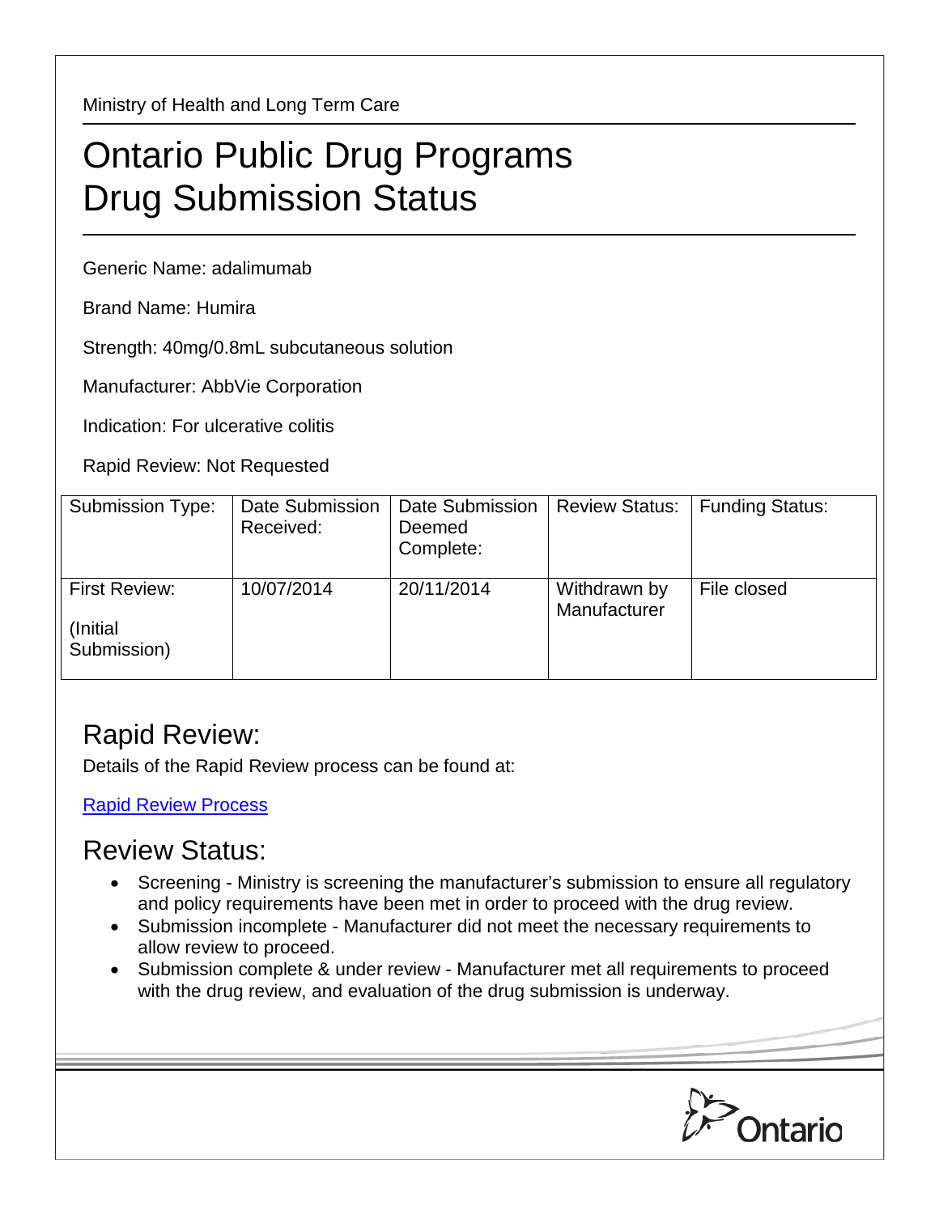Ministry of Health and Long Term Care

# Ontario Public Drug Programs
# Drug Submission Status

Generic Name: adalimumab

Brand Name: Humira

Strength: 40mg/0.8mL subcutaneous solution

Manufacturer: AbbVie Corporation

Indication: For ulcerative colitis

Rapid Review: Not Requested

| Submission Type: | Date Submission Received: | Date Submission Deemed Complete: | Review Status: | Funding Status: |
|---|---|---|---|---|
| First Review: (Initial Submission) | 10/07/2014 | 20/11/2014 | Withdrawn by Manufacturer | File closed |

## Rapid Review:

Details of the Rapid Review process can be found at:

[Rapid Review Process]

## Review Status:

- Screening - Ministry is screening the manufacturer's submission to ensure all regulatory and policy requirements have been met in order to proceed with the drug review.
- Submission incomplete - Manufacturer did not meet the necessary requirements to allow review to proceed.
- Submission complete & under review - Manufacturer met all requirements to proceed with the drug review, and evaluation of the drug submission is underway.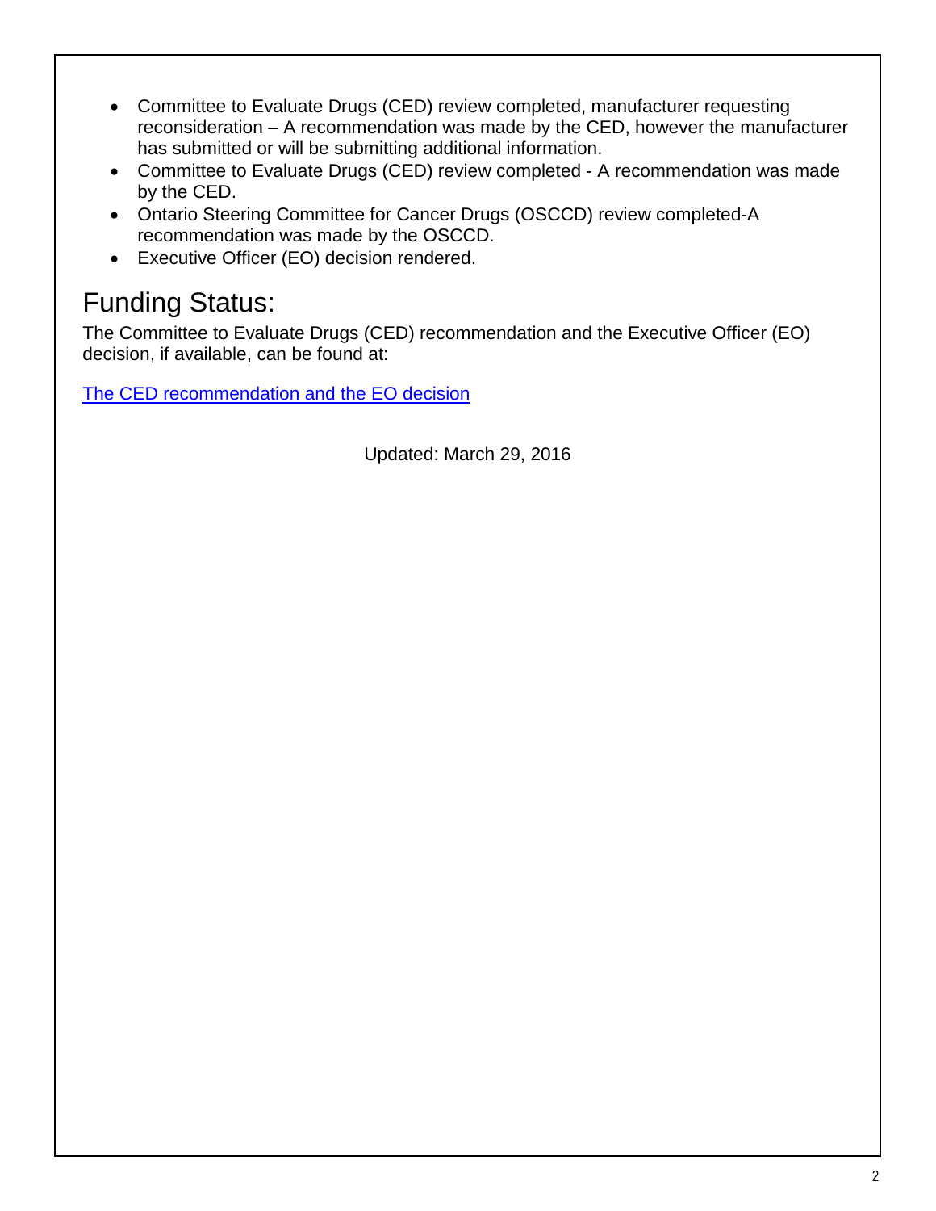- Committee to Evaluate Drugs (CED) review completed, manufacturer requesting reconsideration – A recommendation was made by the CED, however the manufacturer has submitted or will be submitting additional information.
- Committee to Evaluate Drugs (CED) review completed - A recommendation was made by the CED.
- Ontario Steering Committee for Cancer Drugs (OSCCD) review completed-A recommendation was made by the OSCCD.
- Executive Officer (EO) decision rendered.

# Funding Status:

The Committee to Evaluate Drugs (CED) recommendation and the Executive Officer (EO) decision, if available, can be found at:

The CED recommendation and the EO decision

Updated: March 29, 2016